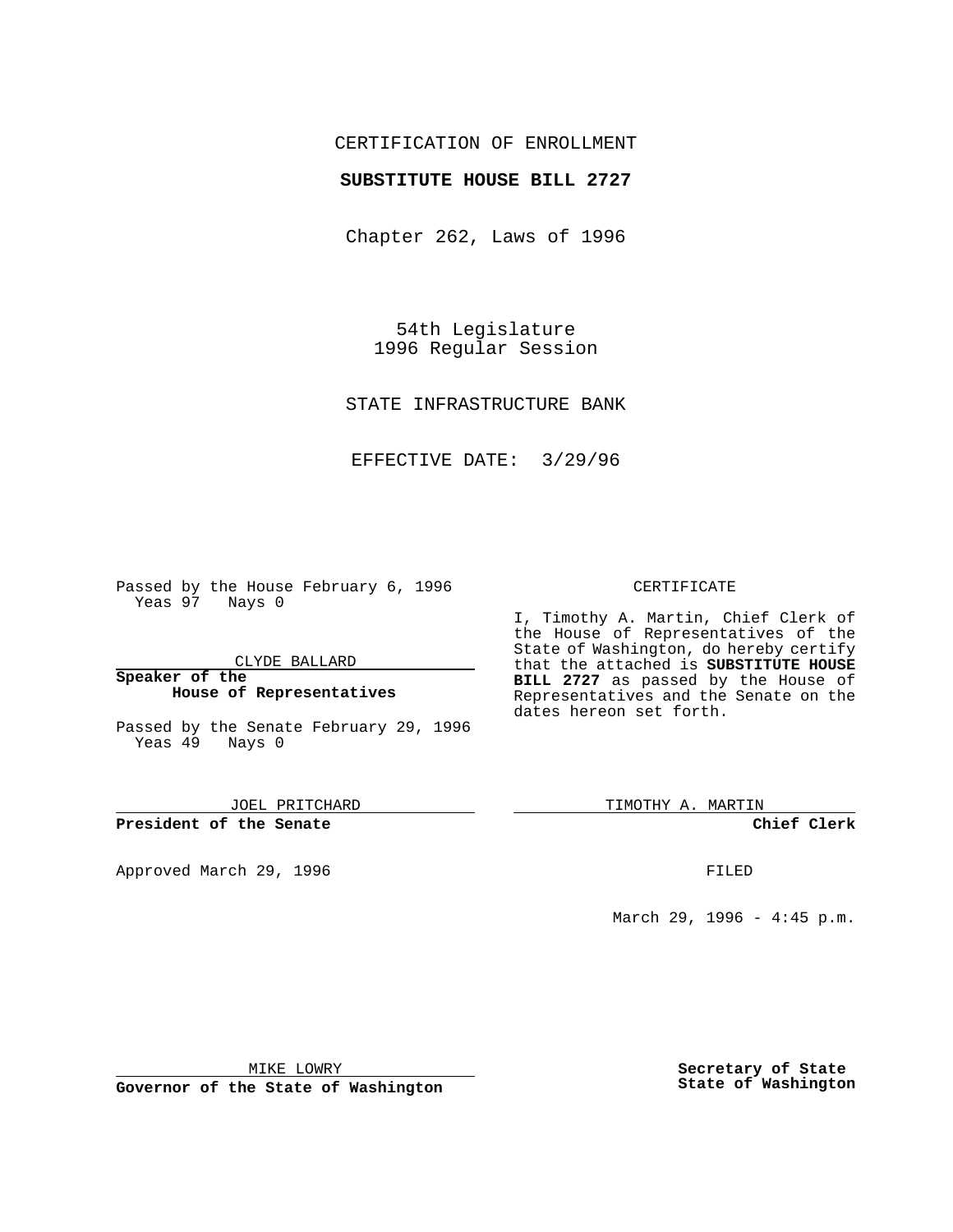CERTIFICATION OF ENROLLMENT

**SUBSTITUTE HOUSE BILL 2727**

Chapter 262, Laws of 1996

54th Legislature
1996 Regular Session

STATE INFRASTRUCTURE BANK

EFFECTIVE DATE: 3/29/96

Passed by the House February 6, 1996
Yeas 97 Nays 0

CLYDE BALLARD

**Speaker of the House of Representatives**

Passed by the Senate February 29, 1996
Yeas 49 Nays 0

JOEL PRITCHARD

**President of the Senate**

Approved March 29, 1996

MIKE LOWRY

**Governor of the State of Washington**

CERTIFICATE

I, Timothy A. Martin, Chief Clerk of the House of Representatives of the State of Washington, do hereby certify that the attached is **SUBSTITUTE HOUSE BILL 2727** as passed by the House of Representatives and the Senate on the dates hereon set forth.

TIMOTHY A. MARTIN

**Chief Clerk**

FILED

March 29, 1996 - 4:45 p.m.

**Secretary of State**
**State of Washington**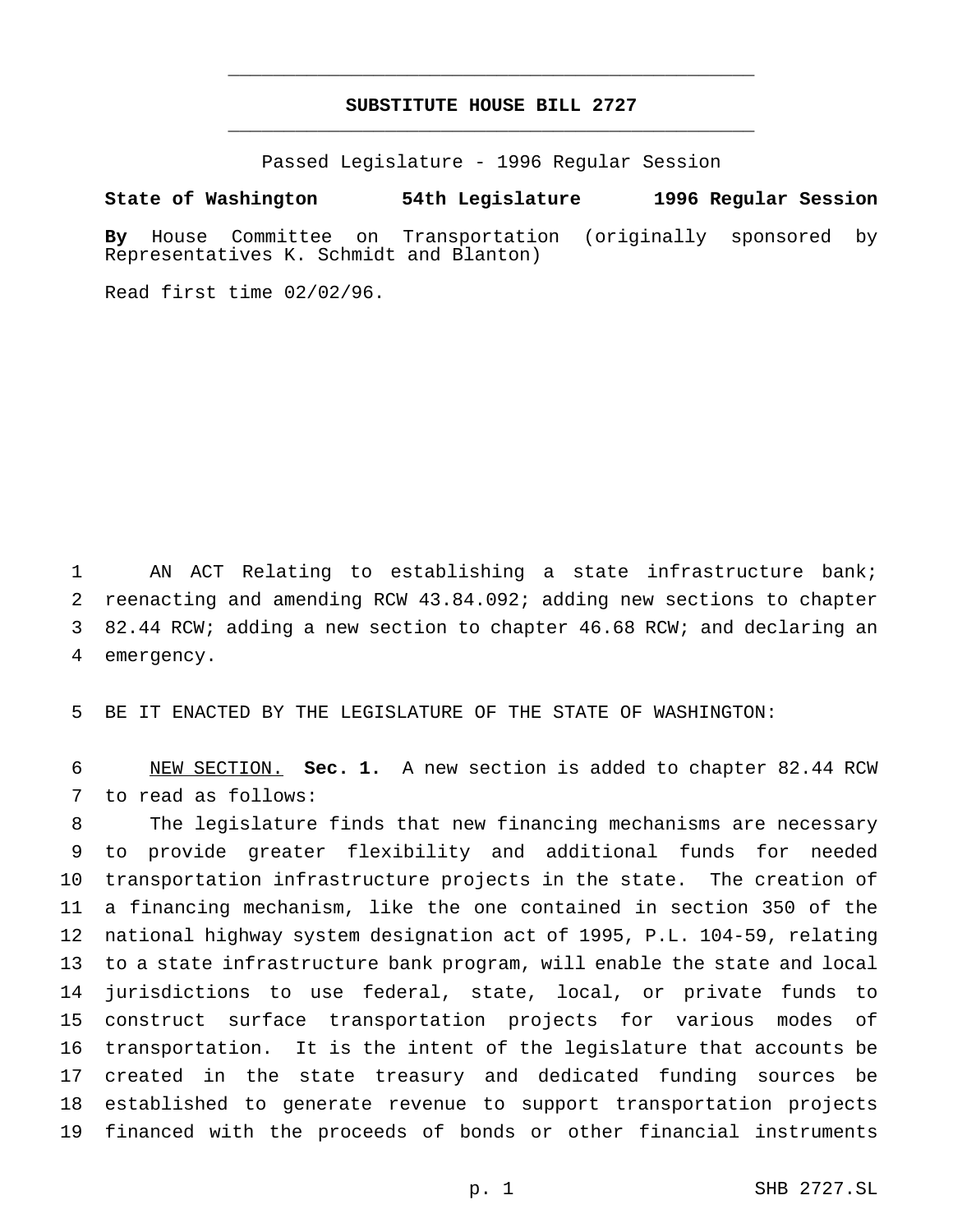# SUBSTITUTE HOUSE BILL 2727

Passed Legislature - 1996 Regular Session

**State of Washington 54th Legislature 1996 Regular Session**

**By** House Committee on Transportation (originally sponsored by Representatives K. Schmidt and Blanton)

Read first time 02/02/96.

AN ACT Relating to establishing a state infrastructure bank; reenacting and amending RCW 43.84.092; adding new sections to chapter 82.44 RCW; adding a new section to chapter 46.68 RCW; and declaring an emergency.

BE IT ENACTED BY THE LEGISLATURE OF THE STATE OF WASHINGTON:

NEW SECTION. **Sec. 1.** A new section is added to chapter 82.44 RCW to read as follows:

The legislature finds that new financing mechanisms are necessary to provide greater flexibility and additional funds for needed transportation infrastructure projects in the state. The creation of a financing mechanism, like the one contained in section 350 of the national highway system designation act of 1995, P.L. 104-59, relating to a state infrastructure bank program, will enable the state and local jurisdictions to use federal, state, local, or private funds to construct surface transportation projects for various modes of transportation. It is the intent of the legislature that accounts be created in the state treasury and dedicated funding sources be established to generate revenue to support transportation projects financed with the proceeds of bonds or other financial instruments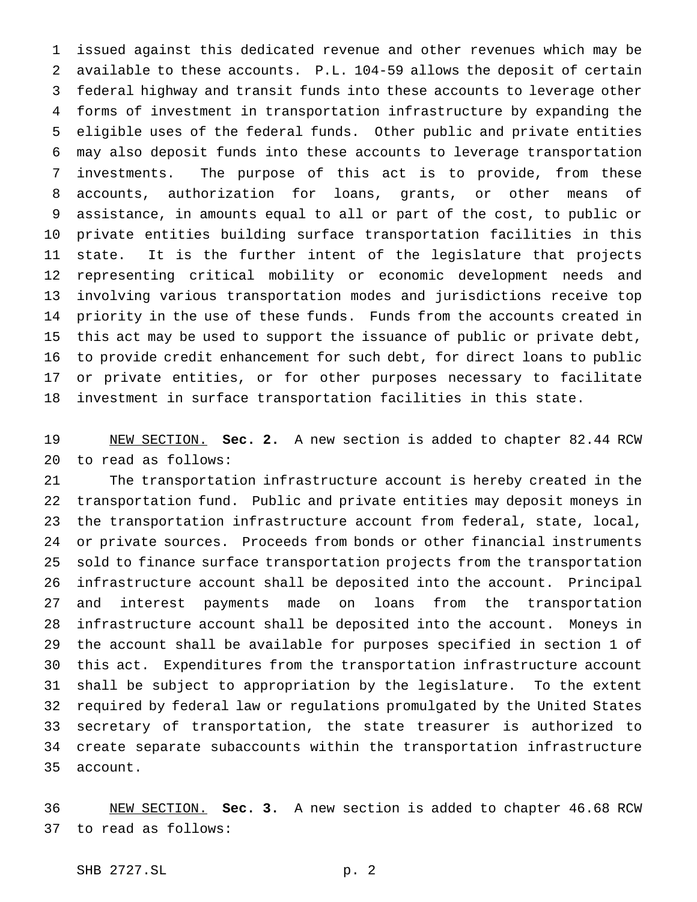issued against this dedicated revenue and other revenues which may be available to these accounts. P.L. 104-59 allows the deposit of certain federal highway and transit funds into these accounts to leverage other forms of investment in transportation infrastructure by expanding the eligible uses of the federal funds. Other public and private entities may also deposit funds into these accounts to leverage transportation investments. The purpose of this act is to provide, from these accounts, authorization for loans, grants, or other means of assistance, in amounts equal to all or part of the cost, to public or private entities building surface transportation facilities in this state. It is the further intent of the legislature that projects representing critical mobility or economic development needs and involving various transportation modes and jurisdictions receive top priority in the use of these funds. Funds from the accounts created in this act may be used to support the issuance of public or private debt, to provide credit enhancement for such debt, for direct loans to public or private entities, or for other purposes necessary to facilitate investment in surface transportation facilities in this state.

NEW SECTION. **Sec. 2.** A new section is added to chapter 82.44 RCW to read as follows:

The transportation infrastructure account is hereby created in the transportation fund. Public and private entities may deposit moneys in the transportation infrastructure account from federal, state, local, or private sources. Proceeds from bonds or other financial instruments sold to finance surface transportation projects from the transportation infrastructure account shall be deposited into the account. Principal and interest payments made on loans from the transportation infrastructure account shall be deposited into the account. Moneys in the account shall be available for purposes specified in section 1 of this act. Expenditures from the transportation infrastructure account shall be subject to appropriation by the legislature. To the extent required by federal law or regulations promulgated by the United States secretary of transportation, the state treasurer is authorized to create separate subaccounts within the transportation infrastructure account.

NEW SECTION. **Sec. 3.** A new section is added to chapter 46.68 RCW to read as follows: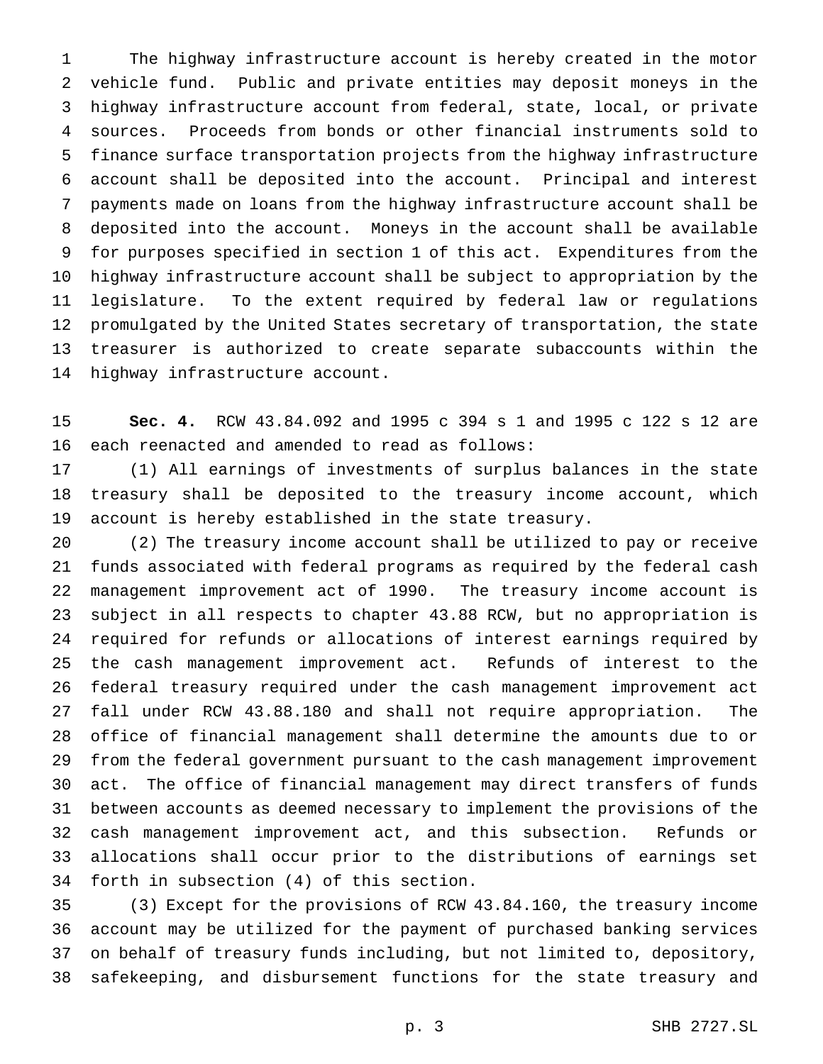The highway infrastructure account is hereby created in the motor vehicle fund. Public and private entities may deposit moneys in the highway infrastructure account from federal, state, local, or private sources. Proceeds from bonds or other financial instruments sold to finance surface transportation projects from the highway infrastructure account shall be deposited into the account. Principal and interest payments made on loans from the highway infrastructure account shall be deposited into the account. Moneys in the account shall be available for purposes specified in section 1 of this act. Expenditures from the highway infrastructure account shall be subject to appropriation by the legislature. To the extent required by federal law or regulations promulgated by the United States secretary of transportation, the state treasurer is authorized to create separate subaccounts within the highway infrastructure account.

**Sec. 4.** RCW 43.84.092 and 1995 c 394 s 1 and 1995 c 122 s 12 are each reenacted and amended to read as follows:

(1) All earnings of investments of surplus balances in the state treasury shall be deposited to the treasury income account, which account is hereby established in the state treasury.

(2) The treasury income account shall be utilized to pay or receive funds associated with federal programs as required by the federal cash management improvement act of 1990. The treasury income account is subject in all respects to chapter 43.88 RCW, but no appropriation is required for refunds or allocations of interest earnings required by the cash management improvement act. Refunds of interest to the federal treasury required under the cash management improvement act fall under RCW 43.88.180 and shall not require appropriation. The office of financial management shall determine the amounts due to or from the federal government pursuant to the cash management improvement act. The office of financial management may direct transfers of funds between accounts as deemed necessary to implement the provisions of the cash management improvement act, and this subsection. Refunds or allocations shall occur prior to the distributions of earnings set forth in subsection (4) of this section.

(3) Except for the provisions of RCW 43.84.160, the treasury income account may be utilized for the payment of purchased banking services on behalf of treasury funds including, but not limited to, depository, safekeeping, and disbursement functions for the state treasury and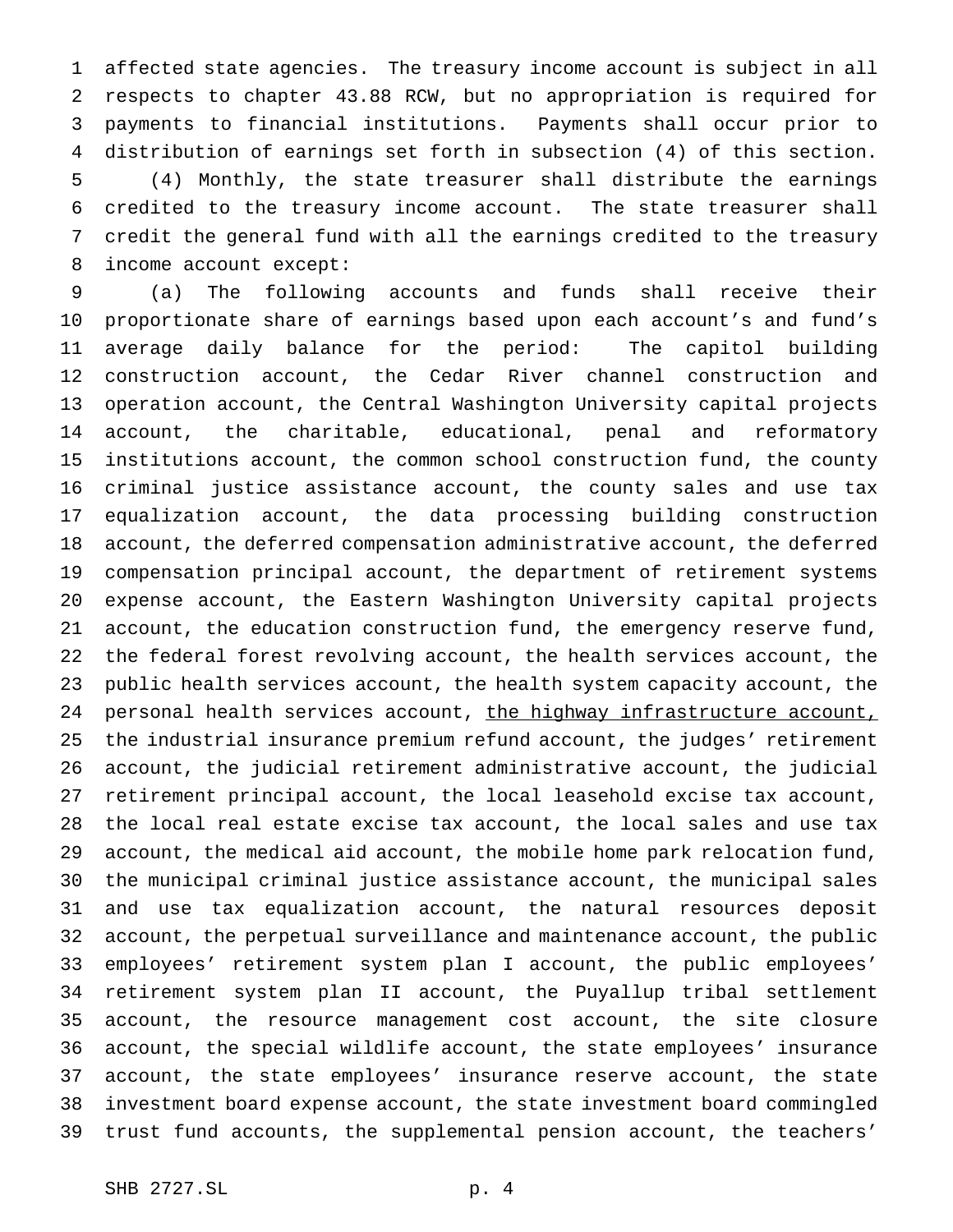affected state agencies. The treasury income account is subject in all respects to chapter 43.88 RCW, but no appropriation is required for payments to financial institutions. Payments shall occur prior to distribution of earnings set forth in subsection (4) of this section.

(4) Monthly, the state treasurer shall distribute the earnings credited to the treasury income account. The state treasurer shall credit the general fund with all the earnings credited to the treasury income account except:

(a) The following accounts and funds shall receive their proportionate share of earnings based upon each account's and fund's average daily balance for the period: The capitol building construction account, the Cedar River channel construction and operation account, the Central Washington University capital projects account, the charitable, educational, penal and reformatory institutions account, the common school construction fund, the county criminal justice assistance account, the county sales and use tax equalization account, the data processing building construction account, the deferred compensation administrative account, the deferred compensation principal account, the department of retirement systems expense account, the Eastern Washington University capital projects account, the education construction fund, the emergency reserve fund, the federal forest revolving account, the health services account, the public health services account, the health system capacity account, the personal health services account, <u>the highway infrastructure account,</u> the industrial insurance premium refund account, the judges' retirement account, the judicial retirement administrative account, the judicial retirement principal account, the local leasehold excise tax account, the local real estate excise tax account, the local sales and use tax account, the medical aid account, the mobile home park relocation fund, the municipal criminal justice assistance account, the municipal sales and use tax equalization account, the natural resources deposit account, the perpetual surveillance and maintenance account, the public employees' retirement system plan I account, the public employees' retirement system plan II account, the Puyallup tribal settlement account, the resource management cost account, the site closure account, the special wildlife account, the state employees' insurance account, the state employees' insurance reserve account, the state investment board expense account, the state investment board commingled trust fund accounts, the supplemental pension account, the teachers'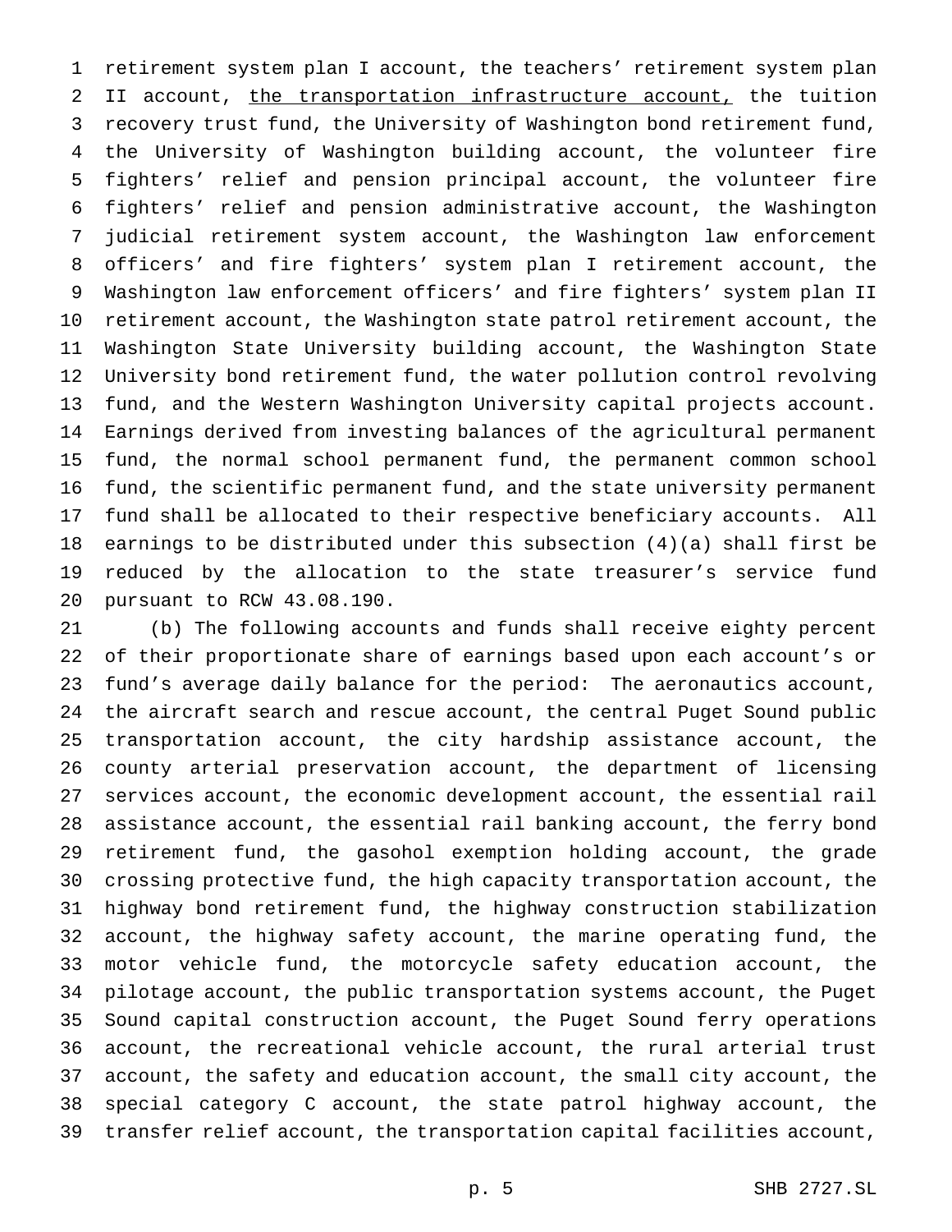retirement system plan I account, the teachers' retirement system plan II account, <u>the transportation infrastructure account,</u> the tuition recovery trust fund, the University of Washington bond retirement fund, the University of Washington building account, the volunteer fire fighters' relief and pension principal account, the volunteer fire fighters' relief and pension administrative account, the Washington judicial retirement system account, the Washington law enforcement officers' and fire fighters' system plan I retirement account, the Washington law enforcement officers' and fire fighters' system plan II retirement account, the Washington state patrol retirement account, the Washington State University building account, the Washington State University bond retirement fund, the water pollution control revolving fund, and the Western Washington University capital projects account. Earnings derived from investing balances of the agricultural permanent fund, the normal school permanent fund, the permanent common school fund, the scientific permanent fund, and the state university permanent fund shall be allocated to their respective beneficiary accounts. All earnings to be distributed under this subsection (4)(a) shall first be reduced by the allocation to the state treasurer's service fund pursuant to RCW 43.08.190.

(b) The following accounts and funds shall receive eighty percent of their proportionate share of earnings based upon each account's or fund's average daily balance for the period: The aeronautics account, the aircraft search and rescue account, the central Puget Sound public transportation account, the city hardship assistance account, the county arterial preservation account, the department of licensing services account, the economic development account, the essential rail assistance account, the essential rail banking account, the ferry bond retirement fund, the gasohol exemption holding account, the grade crossing protective fund, the high capacity transportation account, the highway bond retirement fund, the highway construction stabilization account, the highway safety account, the marine operating fund, the motor vehicle fund, the motorcycle safety education account, the pilotage account, the public transportation systems account, the Puget Sound capital construction account, the Puget Sound ferry operations account, the recreational vehicle account, the rural arterial trust account, the safety and education account, the small city account, the special category C account, the state patrol highway account, the transfer relief account, the transportation capital facilities account,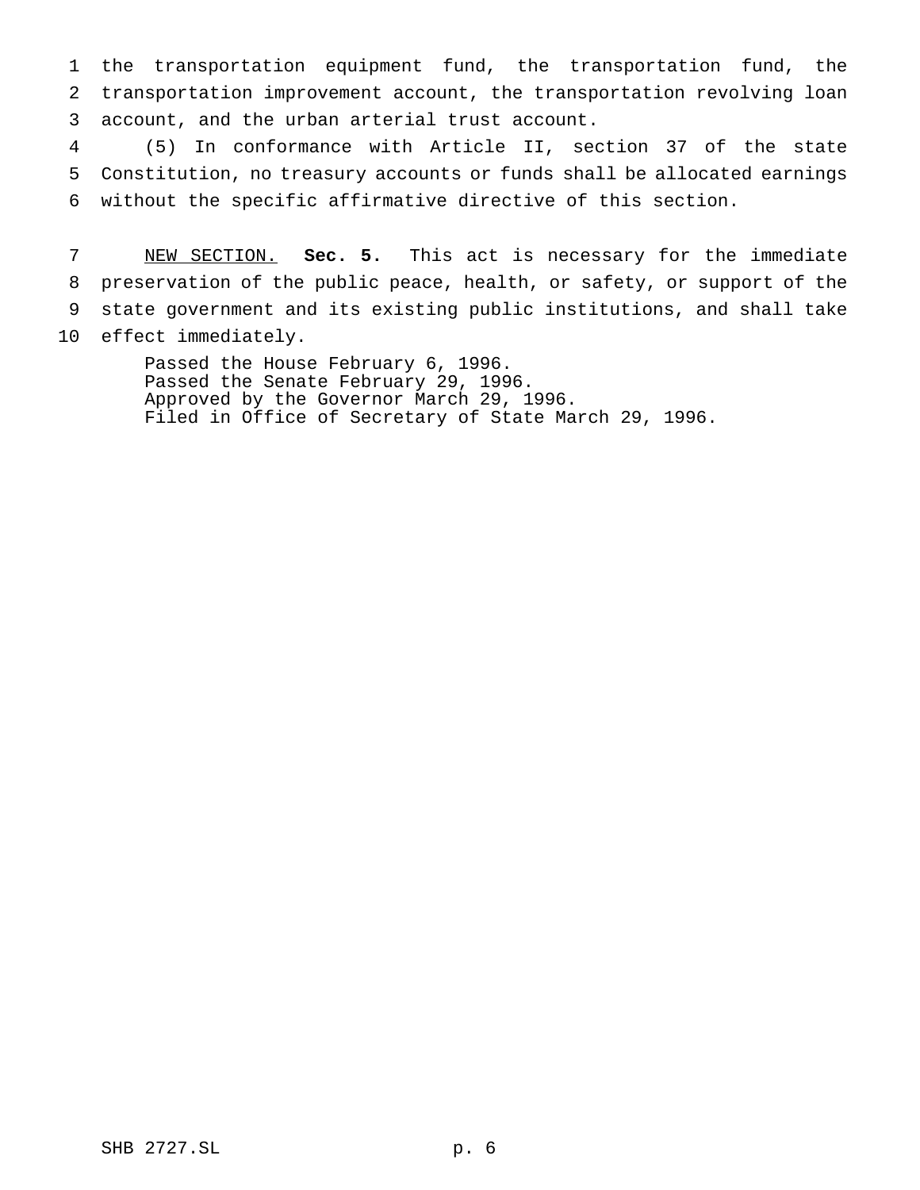the transportation equipment fund, the transportation fund, the transportation improvement account, the transportation revolving loan account, and the urban arterial trust account.

(5) In conformance with Article II, section 37 of the state Constitution, no treasury accounts or funds shall be allocated earnings without the specific affirmative directive of this section.

NEW SECTION. **Sec. 5.** This act is necessary for the immediate preservation of the public peace, health, or safety, or support of the state government and its existing public institutions, and shall take effect immediately.

Passed the House February 6, 1996.
Passed the Senate February 29, 1996.
Approved by the Governor March 29, 1996.
Filed in Office of Secretary of State March 29, 1996.